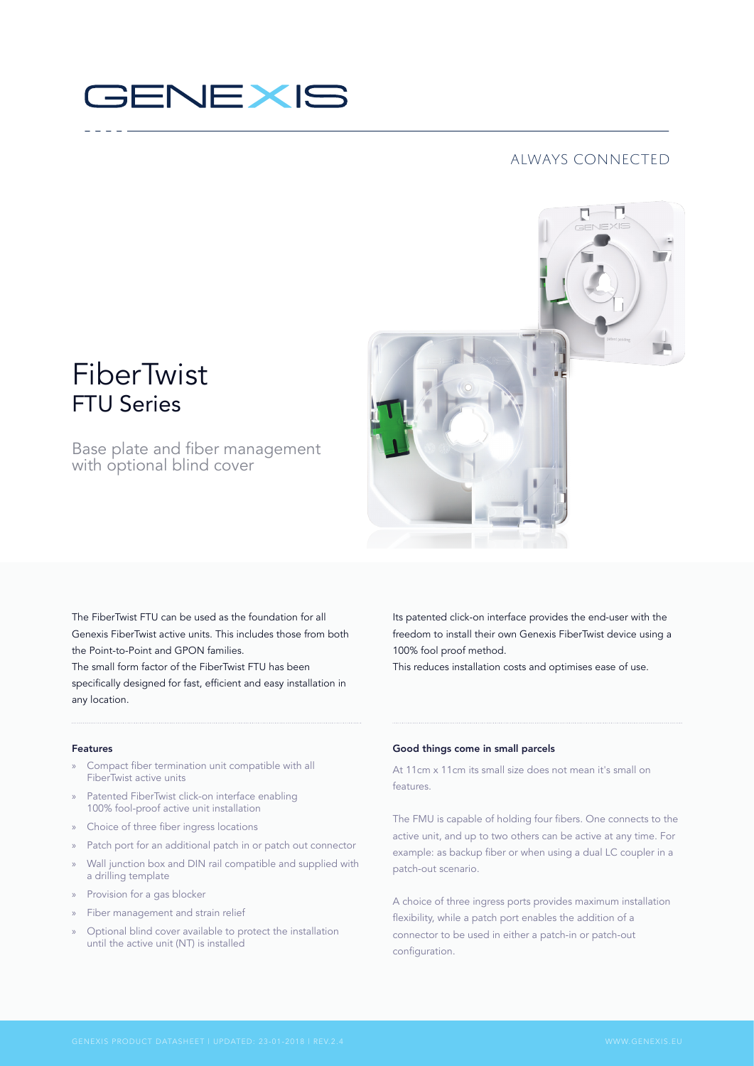# GENEXIS

ALWAYS CONNECTED

# FiberTwist
## FTU Series

Base plate and fiber management with optional blind cover

The FiberTwist FTU can be used as the foundation for all Genexis FiberTwist active units. This includes those from both the Point-to-Point and GPON families.
The small form factor of the FiberTwist FTU has been specifically designed for fast, efficient and easy installation in any location.

Its patented click-on interface provides the end-user with the freedom to install their own Genexis FiberTwist device using a 100% fool proof method.
This reduces installation costs and optimises ease of use.

**Features**

- Compact fiber termination unit compatible with all FiberTwist active units
- Patented FiberTwist click-on interface enabling 100% fool-proof active unit installation
- Choice of three fiber ingress locations
- Patch port for an additional patch in or patch out connector
- Wall junction box and DIN rail compatible and supplied with a drilling template
- Provision for a gas blocker
- Fiber management and strain relief
- Optional blind cover available to protect the installation until the active unit (NT) is installed

**Good things come in small parcels**

At 11cm x 11cm its small size does not mean it's small on features.

The FMU is capable of holding four fibers. One connects to the active unit, and up to two others can be active at any time. For example: as backup fiber or when using a dual LC coupler in a patch-out scenario.

A choice of three ingress ports provides maximum installation flexibility, while a patch port enables the addition of a connector to be used in either a patch-in or patch-out configuration.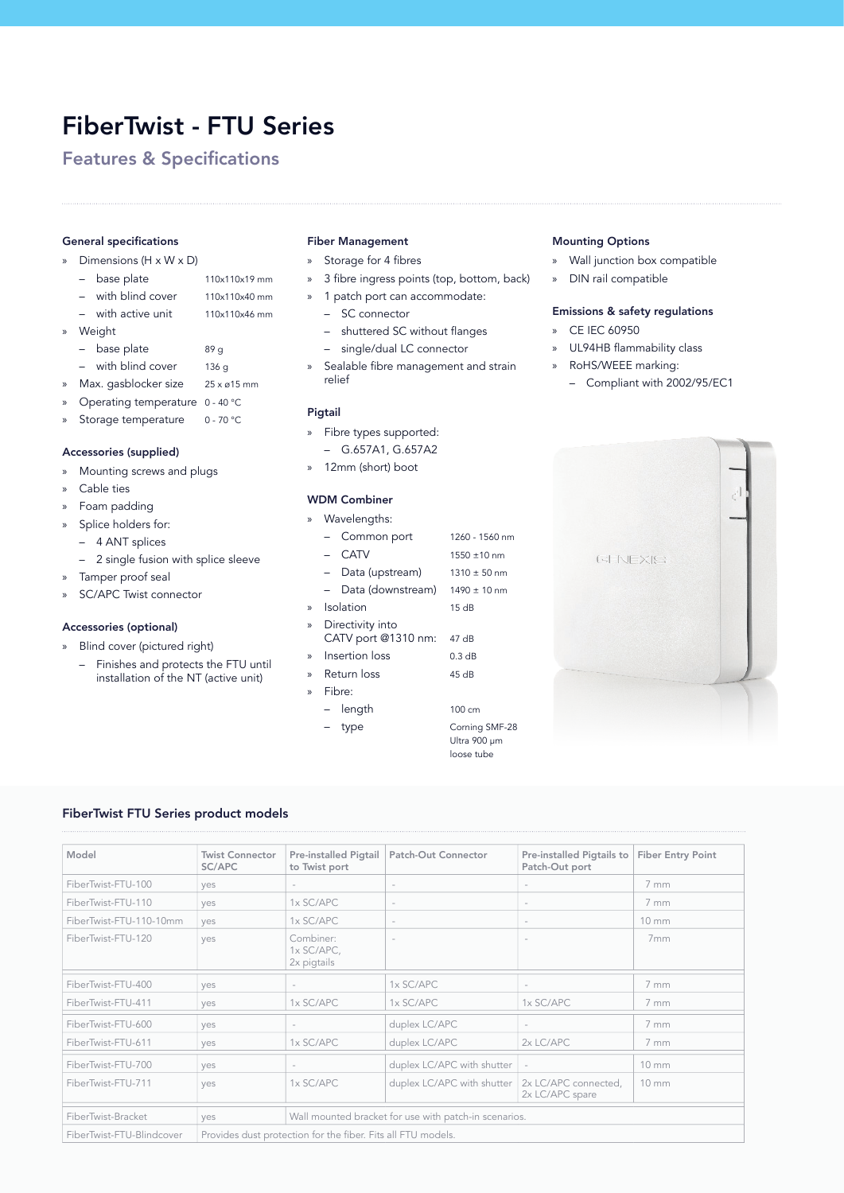# FiberTwist - FTU Series

## Features & Specifications

### General specifications

- Dimensions (H x W x D)
  - base plate 110x110x19 mm
  - with blind cover 110x110x40 mm
  - with active unit 110x110x46 mm
- Weight
  - base plate 89 g
  - with blind cover 136 g
- Max. gasblocker size 25 x ø15 mm
- Operating temperature 0 - 40 °C
- Storage temperature 0 - 70 °C

### Accessories (supplied)

- Mounting screws and plugs
- Cable ties
- Foam padding
- Splice holders for:
  - 4 ANT splices
  - 2 single fusion with splice sleeve
- Tamper proof seal
- SC/APC Twist connector

### Accessories (optional)

- Blind cover (pictured right)
  - Finishes and protects the FTU until installation of the NT (active unit)

### Fiber Management

- Storage for 4 fibres
- 3 fibre ingress points (top, bottom, back)
- 1 patch port can accommodate:
  - SC connector
  - shuttered SC without flanges
  - single/dual LC connector
- Sealable fibre management and strain relief

### Pigtail

- Fibre types supported:
  - G.657A1, G.657A2
- 12mm (short) boot

### WDM Combiner

- Wavelengths:
  - Common port 1260 - 1560 nm
  - CATV 1550 ±10 nm
  - Data (upstream) 1310 ± 50 nm
  - Data (downstream) 1490 ± 10 nm
- Isolation 15 dB
- Directivity into CATV port @1310 nm: 47 dB
- Insertion loss 0.3 dB
- Return loss 45 dB
- Fibre:
  - length 100 cm
  - type Corning SMF-28 Ultra 900 µm loose tube

### Mounting Options

- Wall junction box compatible
- DIN rail compatible

### Emissions & safety regulations

- CE IEC 60950
- UL94HB flammability class
- RoHS/WEEE marking:
  - Compliant with 2002/95/EC1

### FiberTwist FTU Series product models

| Model | Twist Connector SC/APC | Pre-installed Pigtail to Twist port | Patch-Out Connector | Pre-installed Pigtails to Patch-Out port | Fiber Entry Point |
|---|---|---|---|---|---|
| FiberTwist-FTU-100 | yes | - | - | - | 7 mm |
| FiberTwist-FTU-110 | yes | 1x SC/APC | - | - | 7 mm |
| FiberTwist-FTU-110-10mm | yes | 1x SC/APC | - | - | 10 mm |
| FiberTwist-FTU-120 | yes | Combiner: 1x SC/APC, 2x pigtails | - | - | 7mm |
| FiberTwist-FTU-400 | yes | - | 1x SC/APC | - | 7 mm |
| FiberTwist-FTU-411 | yes | 1x SC/APC | 1x SC/APC | 1x SC/APC | 7 mm |
| FiberTwist-FTU-600 | yes | - | duplex LC/APC | - | 7 mm |
| FiberTwist-FTU-611 | yes | 1x SC/APC | duplex LC/APC | 2x LC/APC | 7 mm |
| FiberTwist-FTU-700 | yes | - | duplex LC/APC with shutter | - | 10 mm |
| FiberTwist-FTU-711 | yes | 1x SC/APC | duplex LC/APC with shutter | 2x LC/APC connected, 2x LC/APC spare | 10 mm |
| FiberTwist-Bracket | yes | Wall mounted bracket for use with patch-in scenarios. | | | |
| FiberTwist-FTU-Blindcover | Provides dust protection for the fiber. Fits all FTU models. | | | | |